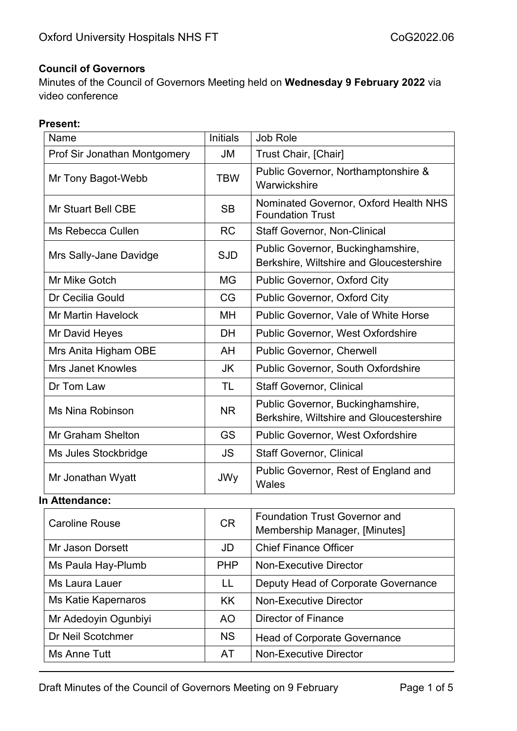**Council of Governors**

Minutes of the Council of Governors Meeting held on **Wednesday 9 February 2022** via video conference

**Present:**

| Name | Initials | Job Role |
|---|---|---|
| Prof Sir Jonathan Montgomery | JM | Trust Chair, [Chair] |
| Mr Tony Bagot-Webb | TBW | Public Governor, Northamptonshire & Warwickshire |
| Mr Stuart Bell CBE | SB | Nominated Governor, Oxford Health NHS Foundation Trust |
| Ms Rebecca Cullen | RC | Staff Governor, Non-Clinical |
| Mrs Sally-Jane Davidge | SJD | Public Governor, Buckinghamshire, Berkshire, Wiltshire and Gloucestershire |
| Mr Mike Gotch | MG | Public Governor, Oxford City |
| Dr Cecilia Gould | CG | Public Governor, Oxford City |
| Mr Martin Havelock | MH | Public Governor, Vale of White Horse |
| Mr David Heyes | DH | Public Governor, West Oxfordshire |
| Mrs Anita Higham OBE | AH | Public Governor, Cherwell |
| Mrs Janet Knowles | JK | Public Governor, South Oxfordshire |
| Dr Tom Law | TL | Staff Governor, Clinical |
| Ms Nina Robinson | NR | Public Governor, Buckinghamshire, Berkshire, Wiltshire and Gloucestershire |
| Mr Graham Shelton | GS | Public Governor, West Oxfordshire |
| Ms Jules Stockbridge | JS | Staff Governor, Clinical |
| Mr Jonathan Wyatt | JWy | Public Governor, Rest of England and Wales |

**In Attendance:**

| Name | Initials | Job Role |
|---|---|---|
| Caroline Rouse | CR | Foundation Trust Governor and Membership Manager, [Minutes] |
| Mr Jason Dorsett | JD | Chief Finance Officer |
| Ms Paula Hay-Plumb | PHP | Non-Executive Director |
| Ms Laura Lauer | LL | Deputy Head of Corporate Governance |
| Ms Katie Kapernaros | KK | Non-Executive Director |
| Mr Adedoyin Ogunbiyi | AO | Director of Finance |
| Dr Neil Scotchmer | NS | Head of Corporate Governance |
| Ms Anne Tutt | AT | Non-Executive Director |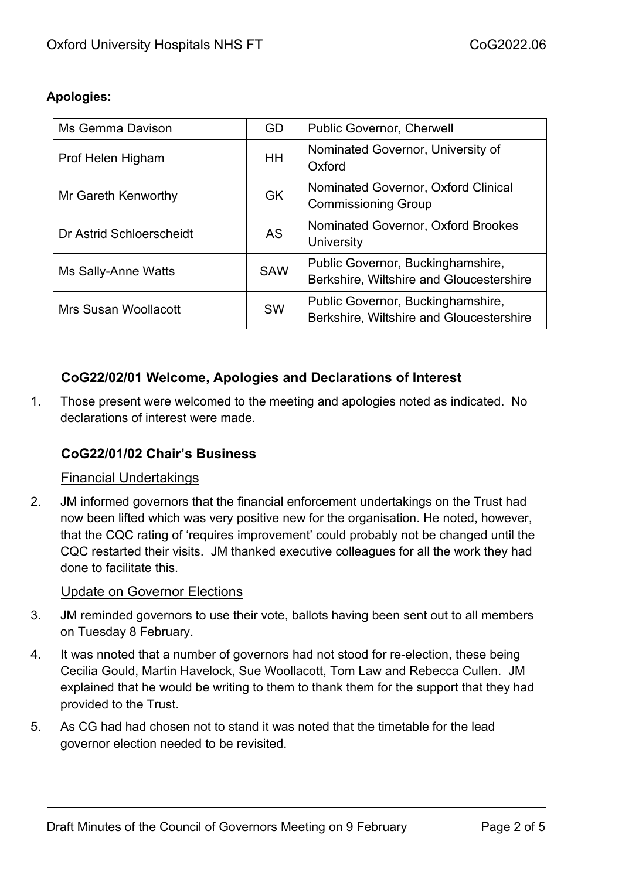**Apologies:**

| Ms Gemma Davison | GD | Public Governor, Cherwell |
|---|---|---|
| Prof Helen Higham | HH | Nominated Governor, University of Oxford |
| Mr Gareth Kenworthy | GK | Nominated Governor, Oxford Clinical Commissioning Group |
| Dr Astrid Schloerscheidt | AS | Nominated Governor, Oxford Brookes University |
| Ms Sally-Anne Watts | SAW | Public Governor, Buckinghamshire, Berkshire, Wiltshire and Gloucestershire |
| Mrs Susan Woollacott | SW | Public Governor, Buckinghamshire, Berkshire, Wiltshire and Gloucestershire |

### CoG22/02/01 Welcome, Apologies and Declarations of Interest

1. Those present were welcomed to the meeting and apologies noted as indicated. No declarations of interest were made.

### CoG22/01/02 Chair's Business

Financial Undertakings

2. JM informed governors that the financial enforcement undertakings on the Trust had now been lifted which was very positive new for the organisation. He noted, however, that the CQC rating of 'requires improvement' could probably not be changed until the CQC restarted their visits. JM thanked executive colleagues for all the work they had done to facilitate this.

Update on Governor Elections

3. JM reminded governors to use their vote, ballots having been sent out to all members on Tuesday 8 February.

4. It was nnoted that a number of governors had not stood for re-election, these being Cecilia Gould, Martin Havelock, Sue Woollacott, Tom Law and Rebecca Cullen. JM explained that he would be writing to them to thank them for the support that they had provided to the Trust.

5. As CG had had chosen not to stand it was noted that the timetable for the lead governor election needed to be revisited.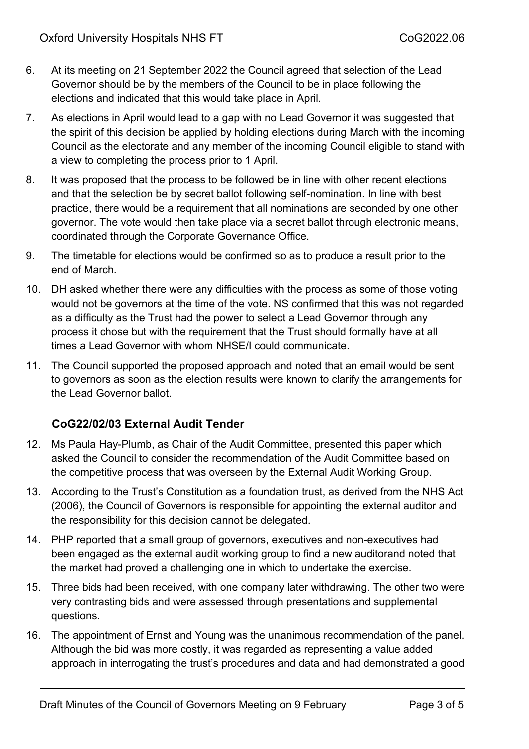6. At its meeting on 21 September 2022 the Council agreed that selection of the Lead Governor should be by the members of the Council to be in place following the elections and indicated that this would take place in April.

7. As elections in April would lead to a gap with no Lead Governor it was suggested that the spirit of this decision be applied by holding elections during March with the incoming Council as the electorate and any member of the incoming Council eligible to stand with a view to completing the process prior to 1 April.

8. It was proposed that the process to be followed be in line with other recent elections and that the selection be by secret ballot following self-nomination. In line with best practice, there would be a requirement that all nominations are seconded by one other governor. The vote would then take place via a secret ballot through electronic means, coordinated through the Corporate Governance Office.

9. The timetable for elections would be confirmed so as to produce a result prior to the end of March.

10. DH asked whether there were any difficulties with the process as some of those voting would not be governors at the time of the vote. NS confirmed that this was not regarded as a difficulty as the Trust had the power to select a Lead Governor through any process it chose but with the requirement that the Trust should formally have at all times a Lead Governor with whom NHSE/I could communicate.

11. The Council supported the proposed approach and noted that an email would be sent to governors as soon as the election results were known to clarify the arrangements for the Lead Governor ballot.

### CoG22/02/03 External Audit Tender

12. Ms Paula Hay-Plumb, as Chair of the Audit Committee, presented this paper which asked the Council to consider the recommendation of the Audit Committee based on the competitive process that was overseen by the External Audit Working Group.

13. According to the Trust's Constitution as a foundation trust, as derived from the NHS Act (2006), the Council of Governors is responsible for appointing the external auditor and the responsibility for this decision cannot be delegated.

14. PHP reported that a small group of governors, executives and non-executives had been engaged as the external audit working group to find a new auditorand noted that the market had proved a challenging one in which to undertake the exercise.

15. Three bids had been received, with one company later withdrawing. The other two were very contrasting bids and were assessed through presentations and supplemental questions.

16. The appointment of Ernst and Young was the unanimous recommendation of the panel. Although the bid was more costly, it was regarded as representing a value added approach in interrogating the trust's procedures and data and had demonstrated a good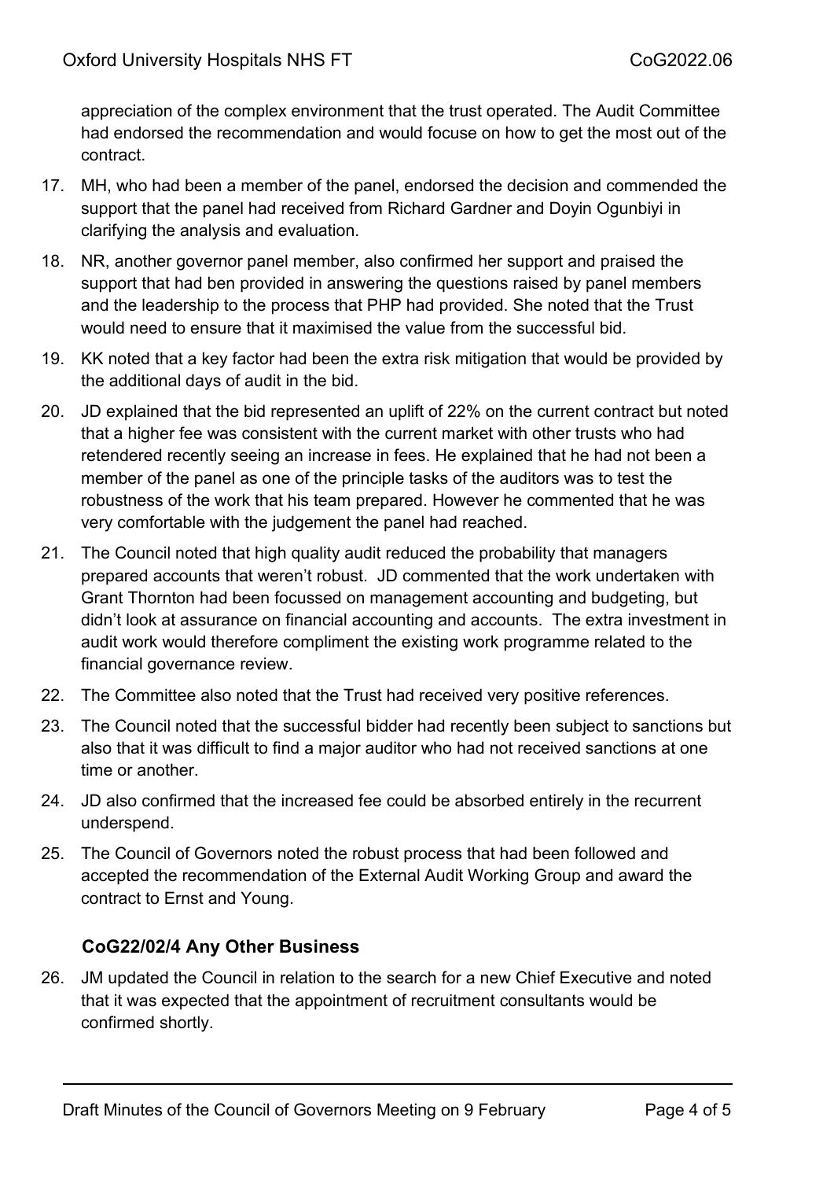appreciation of the complex environment that the trust operated. The Audit Committee had endorsed the recommendation and would focuse on how to get the most out of the contract.

17. MH, who had been a member of the panel, endorsed the decision and commended the support that the panel had received from Richard Gardner and Doyin Ogunbiyi in clarifying the analysis and evaluation.
18. NR, another governor panel member, also confirmed her support and praised the support that had ben provided in answering the questions raised by panel members and the leadership to the process that PHP had provided. She noted that the Trust would need to ensure that it maximised the value from the successful bid.
19. KK noted that a key factor had been the extra risk mitigation that would be provided by the additional days of audit in the bid.
20. JD explained that the bid represented an uplift of 22% on the current contract but noted that a higher fee was consistent with the current market with other trusts who had retendered recently seeing an increase in fees. He explained that he had not been a member of the panel as one of the principle tasks of the auditors was to test the robustness of the work that his team prepared. However he commented that he was very comfortable with the judgement the panel had reached.
21. The Council noted that high quality audit reduced the probability that managers prepared accounts that weren't robust. JD commented that the work undertaken with Grant Thornton had been focussed on management accounting and budgeting, but didn't look at assurance on financial accounting and accounts. The extra investment in audit work would therefore compliment the existing work programme related to the financial governance review.
22. The Committee also noted that the Trust had received very positive references.
23. The Council noted that the successful bidder had recently been subject to sanctions but also that it was difficult to find a major auditor who had not received sanctions at one time or another.
24. JD also confirmed that the increased fee could be absorbed entirely in the recurrent underspend.
25. The Council of Governors noted the robust process that had been followed and accepted the recommendation of the External Audit Working Group and award the contract to Ernst and Young.

### CoG22/02/4 Any Other Business

26. JM updated the Council in relation to the search for a new Chief Executive and noted that it was expected that the appointment of recruitment consultants would be confirmed shortly.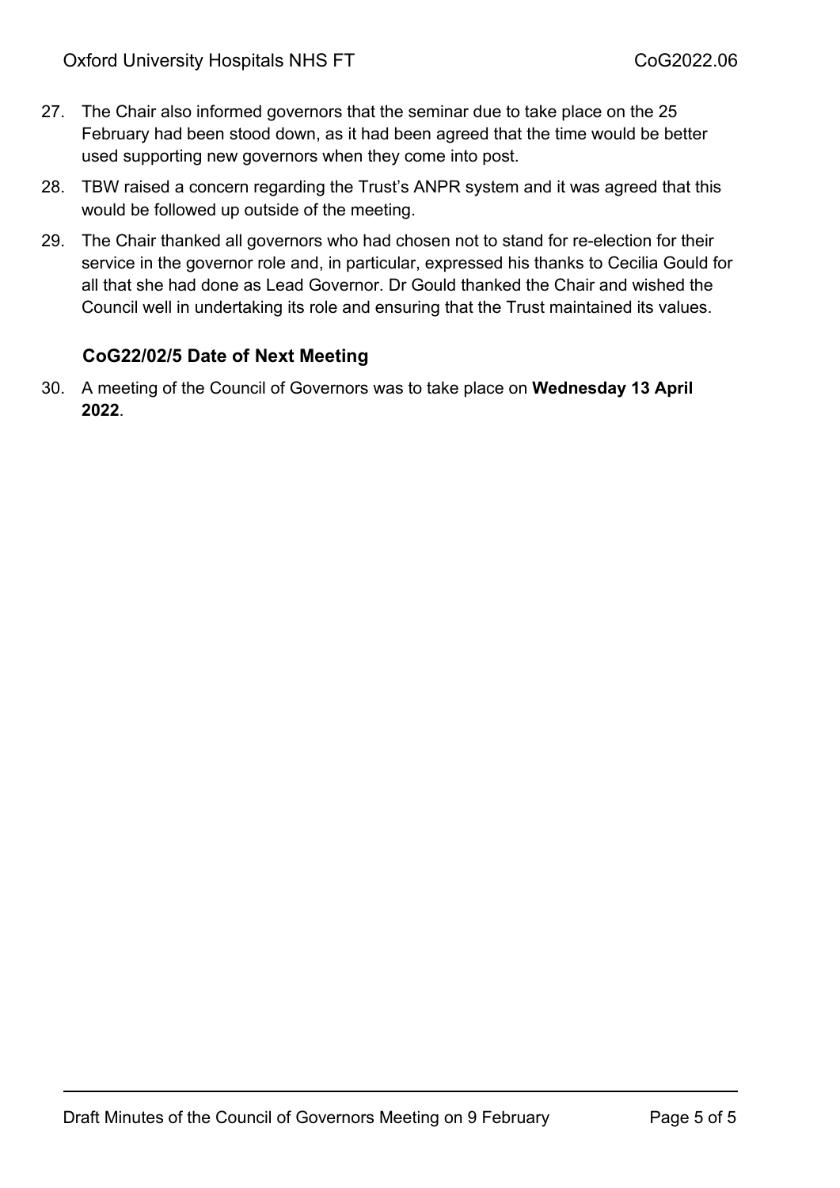27. The Chair also informed governors that the seminar due to take place on the 25 February had been stood down, as it had been agreed that the time would be better used supporting new governors when they come into post.

28. TBW raised a concern regarding the Trust's ANPR system and it was agreed that this would be followed up outside of the meeting.

29. The Chair thanked all governors who had chosen not to stand for re-election for their service in the governor role and, in particular, expressed his thanks to Cecilia Gould for all that she had done as Lead Governor. Dr Gould thanked the Chair and wished the Council well in undertaking its role and ensuring that the Trust maintained its values.

### CoG22/02/5 Date of Next Meeting

30. A meeting of the Council of Governors was to take place on **Wednesday 13 April 2022**.